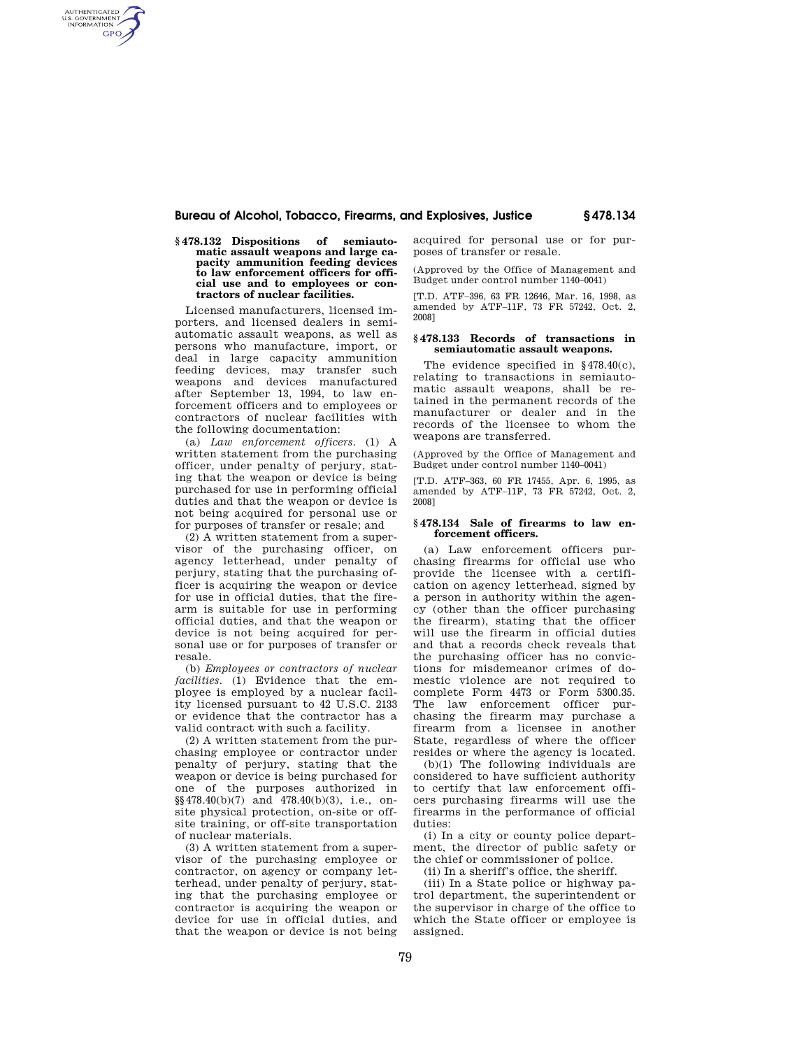### § 478.132 Dispositions of semiautomatic assault weapons and large capacity ammunition feeding devices to law enforcement officers for official use and to employees or contractors of nuclear facilities.

Licensed manufacturers, licensed importers, and licensed dealers in semiautomatic assault weapons, as well as persons who manufacture, import, or deal in large capacity ammunition feeding devices, may transfer such weapons and devices manufactured after September 13, 1994, to law enforcement officers and to employees or contractors of nuclear facilities with the following documentation:

(a) *Law enforcement officers.* (1) A written statement from the purchasing officer, under penalty of perjury, stating that the weapon or device is being purchased for use in performing official duties and that the weapon or device is not being acquired for personal use or for purposes of transfer or resale; and

(2) A written statement from a supervisor of the purchasing officer, on agency letterhead, under penalty of perjury, stating that the purchasing officer is acquiring the weapon or device for use in official duties, that the firearm is suitable for use in performing official duties, and that the weapon or device is not being acquired for personal use or for purposes of transfer or resale.

(b) *Employees or contractors of nuclear facilities.* (1) Evidence that the employee is employed by a nuclear facility licensed pursuant to 42 U.S.C. 2133 or evidence that the contractor has a valid contract with such a facility.

(2) A written statement from the purchasing employee or contractor under penalty of perjury, stating that the weapon or device is being purchased for one of the purposes authorized in §§ 478.40(b)(7) and 478.40(b)(3), i.e., onsite physical protection, on-site or offsite training, or off-site transportation of nuclear materials.

(3) A written statement from a supervisor of the purchasing employee or contractor, on agency or company letterhead, under penalty of perjury, stating that the purchasing employee or contractor is acquiring the weapon or device for use in official duties, and that the weapon or device is not being acquired for personal use or for purposes of transfer or resale.

(Approved by the Office of Management and Budget under control number 1140–0041)

[T.D. ATF–396, 63 FR 12646, Mar. 16, 1998, as amended by ATF–11F, 73 FR 57242, Oct. 2, 2008]

### § 478.133 Records of transactions in semiautomatic assault weapons.

The evidence specified in § 478.40(c), relating to transactions in semiautomatic assault weapons, shall be retained in the permanent records of the manufacturer or dealer and in the records of the licensee to whom the weapons are transferred.

(Approved by the Office of Management and Budget under control number 1140–0041)

[T.D. ATF–363, 60 FR 17455, Apr. 6, 1995, as amended by ATF–11F, 73 FR 57242, Oct. 2, 2008]

### § 478.134 Sale of firearms to law enforcement officers.

(a) Law enforcement officers purchasing firearms for official use who provide the licensee with a certification on agency letterhead, signed by a person in authority within the agency (other than the officer purchasing the firearm), stating that the officer will use the firearm in official duties and that a records check reveals that the purchasing officer has no convictions for misdemeanor crimes of domestic violence are not required to complete Form 4473 or Form 5300.35. The law enforcement officer purchasing the firearm may purchase a firearm from a licensee in another State, regardless of where the officer resides or where the agency is located.

(b)(1) The following individuals are considered to have sufficient authority to certify that law enforcement officers purchasing firearms will use the firearms in the performance of official duties:

(i) In a city or county police department, the director of public safety or the chief or commissioner of police.

(ii) In a sheriff's office, the sheriff.

(iii) In a State police or highway patrol department, the superintendent or the supervisor in charge of the office to which the State officer or employee is assigned.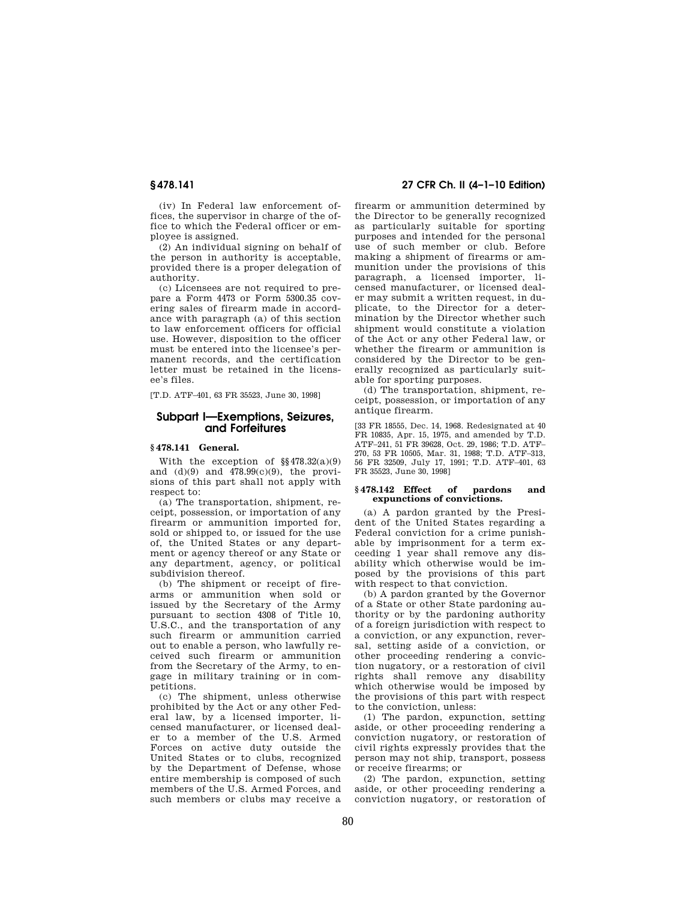(iv) In Federal law enforcement offices, the supervisor in charge of the office to which the Federal officer or employee is assigned.

(2) An individual signing on behalf of the person in authority is acceptable, provided there is a proper delegation of authority.

(c) Licensees are not required to prepare a Form 4473 or Form 5300.35 covering sales of firearm made in accordance with paragraph (a) of this section to law enforcement officers for official use. However, disposition to the officer must be entered into the licensee's permanent records, and the certification letter must be retained in the licensee's files.

[T.D. ATF–401, 63 FR 35523, June 30, 1998]

## Subpart I—Exemptions, Seizures, and Forfeitures

### § 478.141 General.

With the exception of §§ 478.32(a)(9) and (d)(9) and 478.99(c)(9), the provisions of this part shall not apply with respect to:

(a) The transportation, shipment, receipt, possession, or importation of any firearm or ammunition imported for, sold or shipped to, or issued for the use of, the United States or any department or agency thereof or any State or any department, agency, or political subdivision thereof.

(b) The shipment or receipt of firearms or ammunition when sold or issued by the Secretary of the Army pursuant to section 4308 of Title 10, U.S.C., and the transportation of any such firearm or ammunition carried out to enable a person, who lawfully received such firearm or ammunition from the Secretary of the Army, to engage in military training or in competitions.

(c) The shipment, unless otherwise prohibited by the Act or any other Federal law, by a licensed importer, licensed manufacturer, or licensed dealer to a member of the U.S. Armed Forces on active duty outside the United States or to clubs, recognized by the Department of Defense, whose entire membership is composed of such members of the U.S. Armed Forces, and such members or clubs may receive a firearm or ammunition determined by the Director to be generally recognized as particularly suitable for sporting purposes and intended for the personal use of such member or club. Before making a shipment of firearms or ammunition under the provisions of this paragraph, a licensed importer, licensed manufacturer, or licensed dealer may submit a written request, in duplicate, to the Director for a determination by the Director whether such shipment would constitute a violation of the Act or any other Federal law, or whether the firearm or ammunition is considered by the Director to be generally recognized as particularly suitable for sporting purposes.

(d) The transportation, shipment, receipt, possession, or importation of any antique firearm.

[33 FR 18555, Dec. 14, 1968. Redesignated at 40 FR 10835, Apr. 15, 1975, and amended by T.D. ATF–241, 51 FR 39628, Oct. 29, 1986; T.D. ATF–270, 53 FR 10505, Mar. 31, 1988; T.D. ATF–313, 56 FR 32509, July 17, 1991; T.D. ATF–401, 63 FR 35523, June 30, 1998]

### § 478.142 Effect of pardons and expunctions of convictions.

(a) A pardon granted by the President of the United States regarding a Federal conviction for a crime punishable by imprisonment for a term exceeding 1 year shall remove any disability which otherwise would be imposed by the provisions of this part with respect to that conviction.

(b) A pardon granted by the Governor of a State or other State pardoning authority or by the pardoning authority of a foreign jurisdiction with respect to a conviction, or any expunction, reversal, setting aside of a conviction, or other proceeding rendering a conviction nugatory, or a restoration of civil rights shall remove any disability which otherwise would be imposed by the provisions of this part with respect to the conviction, unless:

(1) The pardon, expunction, setting aside, or other proceeding rendering a conviction nugatory, or restoration of civil rights expressly provides that the person may not ship, transport, possess or receive firearms; or

(2) The pardon, expunction, setting aside, or other proceeding rendering a conviction nugatory, or restoration of